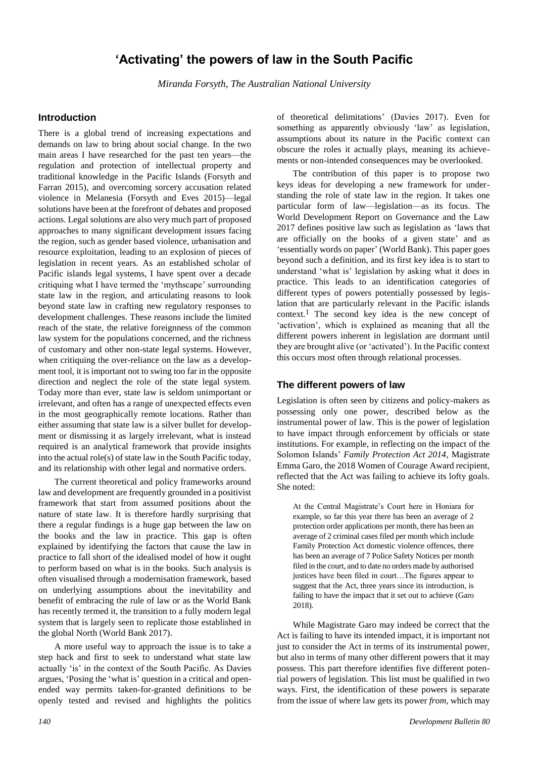# ‘Activating’ the powers of law in the South Pacific

*Miranda Forsyth, The Australian National University*

## Introduction

There is a global trend of increasing expectations and demands on law to bring about social change. In the two main areas I have researched for the past ten years—the regulation and protection of intellectual property and traditional knowledge in the Pacific Islands (Forsyth and Farran 2015), and overcoming sorcery accusation related violence in Melanesia (Forsyth and Eves 2015)—legal solutions have been at the forefront of debates and proposed actions. Legal solutions are also very much part of proposed approaches to many significant development issues facing the region, such as gender based violence, urbanisation and resource exploitation, leading to an explosion of pieces of legislation in recent years. As an established scholar of Pacific islands legal systems, I have spent over a decade critiquing what I have termed the ‘mythscape’ surrounding state law in the region, and articulating reasons to look beyond state law in crafting new regulatory responses to development challenges. These reasons include the limited reach of the state, the relative foreignness of the common law system for the populations concerned, and the richness of customary and other non-state legal systems. However, when critiquing the over-reliance on the law as a development tool, it is important not to swing too far in the opposite direction and neglect the role of the state legal system. Today more than ever, state law is seldom unimportant or irrelevant, and often has a range of unexpected effects even in the most geographically remote locations. Rather than either assuming that state law is a silver bullet for development or dismissing it as largely irrelevant, what is instead required is an analytical framework that provide insights into the actual role(s) of state law in the South Pacific today, and its relationship with other legal and normative orders.

The current theoretical and policy frameworks around law and development are frequently grounded in a positivist framework that start from assumed positions about the nature of state law. It is therefore hardly surprising that there a regular findings is a huge gap between the law on the books and the law in practice. This gap is often explained by identifying the factors that cause the law in practice to fall short of the idealised model of how it ought to perform based on what is in the books. Such analysis is often visualised through a modernisation framework, based on underlying assumptions about the inevitability and benefit of embracing the rule of law or as the World Bank has recently termed it, the transition to a fully modern legal system that is largely seen to replicate those established in the global North (World Bank 2017).

A more useful way to approach the issue is to take a step back and first to seek to understand what state law actually ‘is’ in the context of the South Pacific. As Davies argues, ‘Posing the ‘what is’ question in a critical and open-ended way permits taken-for-granted definitions to be openly tested and revised and highlights the politics of theoretical delimitations’ (Davies 2017). Even for something as apparently obviously ‘law’ as legislation, assumptions about its nature in the Pacific context can obscure the roles it actually plays, meaning its achievements or non-intended consequences may be overlooked.

The contribution of this paper is to propose two keys ideas for developing a new framework for understanding the role of state law in the region. It takes one particular form of law—legislation—as its focus. The World Development Report on Governance and the Law 2017 defines positive law such as legislation as ‘laws that are officially on the books of a given state’ and as ‘essentially words on paper’ (World Bank). This paper goes beyond such a definition, and its first key idea is to start to understand ‘what is’ legislation by asking what it does in practice. This leads to an identification categories of different types of powers potentially possessed by legislation that are particularly relevant in the Pacific islands context.[1] The second key idea is the new concept of ‘activation’, which is explained as meaning that all the different powers inherent in legislation are dormant until they are brought alive (or ‘activated’). In the Pacific context this occurs most often through relational processes.

## The different powers of law

Legislation is often seen by citizens and policy-makers as possessing only one power, described below as the instrumental power of law. This is the power of legislation to have impact through enforcement by officials or state institutions. For example, in reflecting on the impact of the Solomon Islands’ *Family Protection Act 2014*, Magistrate Emma Garo, the 2018 Women of Courage Award recipient, reflected that the Act was failing to achieve its lofty goals. She noted:

> At the Central Magistrate’s Court here in Honiara for example, so far this year there has been an average of 2 protection order applications per month, there has been an average of 2 criminal cases filed per month which include Family Protection Act domestic violence offences, there has been an average of 7 Police Safety Notices per month filed in the court, and to date no orders made by authorised justices have been filed in court…The figures appear to suggest that the Act, three years since its introduction, is failing to have the impact that it set out to achieve (Garo 2018).

While Magistrate Garo may indeed be correct that the Act is failing to have its intended impact, it is important not just to consider the Act in terms of its instrumental power, but also in terms of many other different powers that it may possess. This part therefore identifies five different potential powers of legislation. This list must be qualified in two ways. First, the identification of these powers is separate from the issue of where law gets its power *from*, which may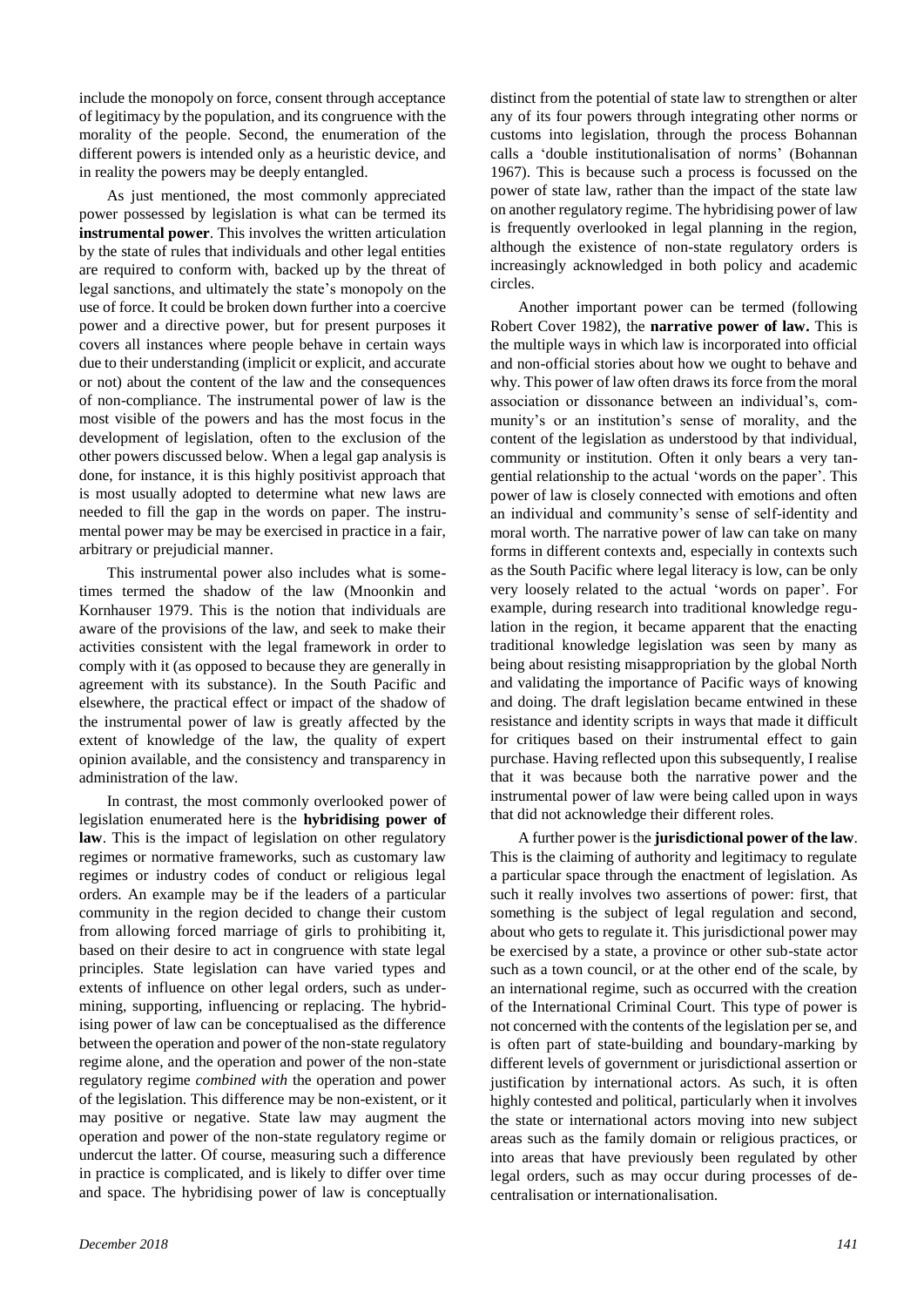include the monopoly on force, consent through acceptance of legitimacy by the population, and its congruence with the morality of the people. Second, the enumeration of the different powers is intended only as a heuristic device, and in reality the powers may be deeply entangled.

As just mentioned, the most commonly appreciated power possessed by legislation is what can be termed its **instrumental power**. This involves the written articulation by the state of rules that individuals and other legal entities are required to conform with, backed up by the threat of legal sanctions, and ultimately the state's monopoly on the use of force. It could be broken down further into a coercive power and a directive power, but for present purposes it covers all instances where people behave in certain ways due to their understanding (implicit or explicit, and accurate or not) about the content of the law and the consequences of non-compliance. The instrumental power of law is the most visible of the powers and has the most focus in the development of legislation, often to the exclusion of the other powers discussed below. When a legal gap analysis is done, for instance, it is this highly positivist approach that is most usually adopted to determine what new laws are needed to fill the gap in the words on paper. The instrumental power may be may be exercised in practice in a fair, arbitrary or prejudicial manner.

This instrumental power also includes what is sometimes termed the shadow of the law (Mnoonkin and Kornhauser 1979. This is the notion that individuals are aware of the provisions of the law, and seek to make their activities consistent with the legal framework in order to comply with it (as opposed to because they are generally in agreement with its substance). In the South Pacific and elsewhere, the practical effect or impact of the shadow of the instrumental power of law is greatly affected by the extent of knowledge of the law, the quality of expert opinion available, and the consistency and transparency in administration of the law.

In contrast, the most commonly overlooked power of legislation enumerated here is the **hybridising power of law**. This is the impact of legislation on other regulatory regimes or normative frameworks, such as customary law regimes or industry codes of conduct or religious legal orders. An example may be if the leaders of a particular community in the region decided to change their custom from allowing forced marriage of girls to prohibiting it, based on their desire to act in congruence with state legal principles. State legislation can have varied types and extents of influence on other legal orders, such as undermining, supporting, influencing or replacing. The hybridising power of law can be conceptualised as the difference between the operation and power of the non-state regulatory regime alone, and the operation and power of the non-state regulatory regime *combined with* the operation and power of the legislation. This difference may be non-existent, or it may positive or negative. State law may augment the operation and power of the non-state regulatory regime or undercut the latter. Of course, measuring such a difference in practice is complicated, and is likely to differ over time and space. The hybridising power of law is conceptually distinct from the potential of state law to strengthen or alter any of its four powers through integrating other norms or customs into legislation, through the process Bohannan calls a 'double institutionalisation of norms' (Bohannan 1967). This is because such a process is focussed on the power of state law, rather than the impact of the state law on another regulatory regime. The hybridising power of law is frequently overlooked in legal planning in the region, although the existence of non-state regulatory orders is increasingly acknowledged in both policy and academic circles.

Another important power can be termed (following Robert Cover 1982), the **narrative power of law.** This is the multiple ways in which law is incorporated into official and non-official stories about how we ought to behave and why. This power of law often draws its force from the moral association or dissonance between an individual's, community's or an institution's sense of morality, and the content of the legislation as understood by that individual, community or institution. Often it only bears a very tangential relationship to the actual 'words on the paper'. This power of law is closely connected with emotions and often an individual and community's sense of self-identity and moral worth. The narrative power of law can take on many forms in different contexts and, especially in contexts such as the South Pacific where legal literacy is low, can be only very loosely related to the actual 'words on paper'. For example, during research into traditional knowledge regulation in the region, it became apparent that the enacting traditional knowledge legislation was seen by many as being about resisting misappropriation by the global North and validating the importance of Pacific ways of knowing and doing. The draft legislation became entwined in these resistance and identity scripts in ways that made it difficult for critiques based on their instrumental effect to gain purchase. Having reflected upon this subsequently, I realise that it was because both the narrative power and the instrumental power of law were being called upon in ways that did not acknowledge their different roles.

A further power is the **jurisdictional power of the law**. This is the claiming of authority and legitimacy to regulate a particular space through the enactment of legislation. As such it really involves two assertions of power: first, that something is the subject of legal regulation and second, about who gets to regulate it. This jurisdictional power may be exercised by a state, a province or other sub-state actor such as a town council, or at the other end of the scale, by an international regime, such as occurred with the creation of the International Criminal Court. This type of power is not concerned with the contents of the legislation per se, and is often part of state-building and boundary-marking by different levels of government or jurisdictional assertion or justification by international actors. As such, it is often highly contested and political, particularly when it involves the state or international actors moving into new subject areas such as the family domain or religious practices, or into areas that have previously been regulated by other legal orders, such as may occur during processes of decentralisation or internationalisation.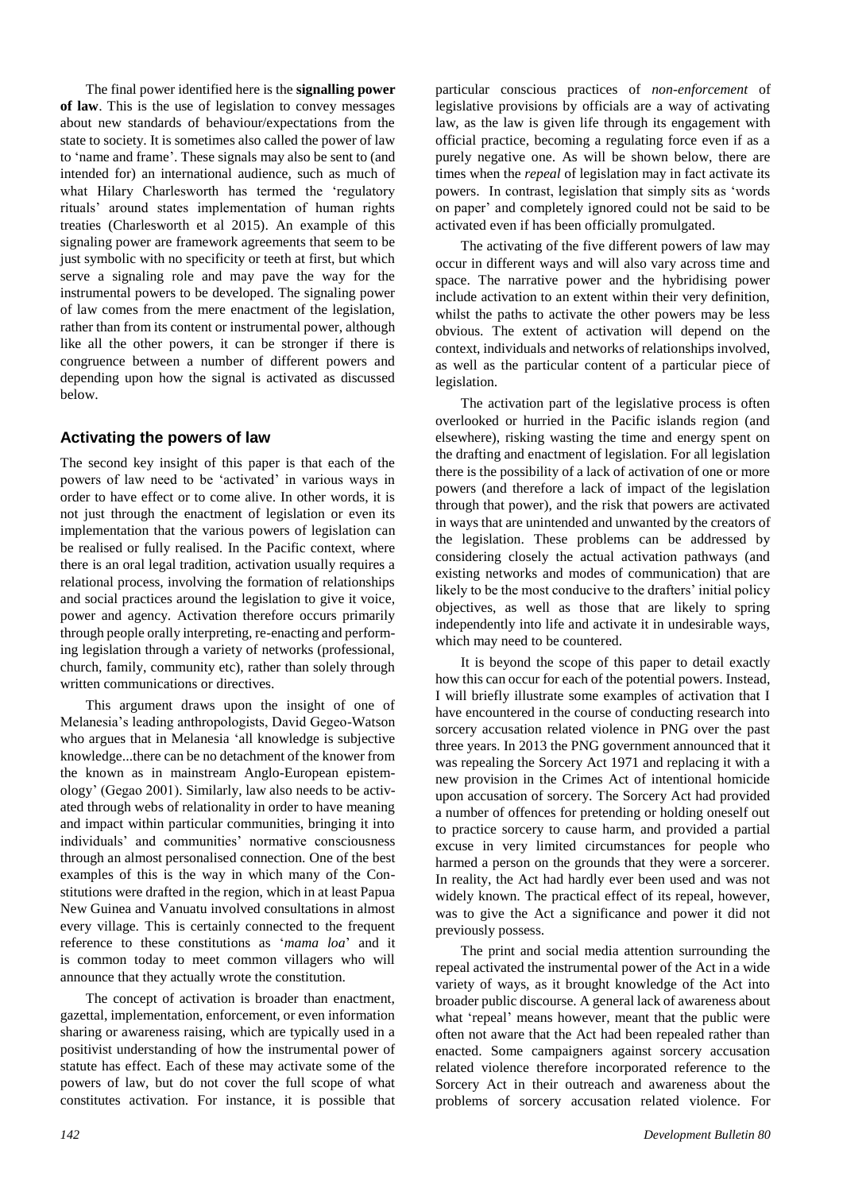The final power identified here is the **signalling power of law**. This is the use of legislation to convey messages about new standards of behaviour/expectations from the state to society. It is sometimes also called the power of law to 'name and frame'. These signals may also be sent to (and intended for) an international audience, such as much of what Hilary Charlesworth has termed the 'regulatory rituals' around states implementation of human rights treaties (Charlesworth et al 2015). An example of this signaling power are framework agreements that seem to be just symbolic with no specificity or teeth at first, but which serve a signaling role and may pave the way for the instrumental powers to be developed. The signaling power of law comes from the mere enactment of the legislation, rather than from its content or instrumental power, although like all the other powers, it can be stronger if there is congruence between a number of different powers and depending upon how the signal is activated as discussed below.

## Activating the powers of law

The second key insight of this paper is that each of the powers of law need to be 'activated' in various ways in order to have effect or to come alive. In other words, it is not just through the enactment of legislation or even its implementation that the various powers of legislation can be realised or fully realised. In the Pacific context, where there is an oral legal tradition, activation usually requires a relational process, involving the formation of relationships and social practices around the legislation to give it voice, power and agency. Activation therefore occurs primarily through people orally interpreting, re-enacting and performing legislation through a variety of networks (professional, church, family, community etc), rather than solely through written communications or directives.

This argument draws upon the insight of one of Melanesia's leading anthropologists, David Gegeo-Watson who argues that in Melanesia 'all knowledge is subjective knowledge...there can be no detachment of the knower from the known as in mainstream Anglo-European epistemology' (Gegao 2001). Similarly, law also needs to be activated through webs of relationality in order to have meaning and impact within particular communities, bringing it into individuals' and communities' normative consciousness through an almost personalised connection. One of the best examples of this is the way in which many of the Constitutions were drafted in the region, which in at least Papua New Guinea and Vanuatu involved consultations in almost every village. This is certainly connected to the frequent reference to these constitutions as '*mama loa*' and it is common today to meet common villagers who will announce that they actually wrote the constitution.

The concept of activation is broader than enactment, gazettal, implementation, enforcement, or even information sharing or awareness raising, which are typically used in a positivist understanding of how the instrumental power of statute has effect. Each of these may activate some of the powers of law, but do not cover the full scope of what constitutes activation. For instance, it is possible that particular conscious practices of *non-enforcement* of legislative provisions by officials are a way of activating law, as the law is given life through its engagement with official practice, becoming a regulating force even if as a purely negative one. As will be shown below, there are times when the *repeal* of legislation may in fact activate its powers. In contrast, legislation that simply sits as 'words on paper' and completely ignored could not be said to be activated even if has been officially promulgated.

The activating of the five different powers of law may occur in different ways and will also vary across time and space. The narrative power and the hybridising power include activation to an extent within their very definition, whilst the paths to activate the other powers may be less obvious. The extent of activation will depend on the context, individuals and networks of relationships involved, as well as the particular content of a particular piece of legislation.

The activation part of the legislative process is often overlooked or hurried in the Pacific islands region (and elsewhere), risking wasting the time and energy spent on the drafting and enactment of legislation. For all legislation there is the possibility of a lack of activation of one or more powers (and therefore a lack of impact of the legislation through that power), and the risk that powers are activated in ways that are unintended and unwanted by the creators of the legislation. These problems can be addressed by considering closely the actual activation pathways (and existing networks and modes of communication) that are likely to be the most conducive to the drafters' initial policy objectives, as well as those that are likely to spring independently into life and activate it in undesirable ways, which may need to be countered.

It is beyond the scope of this paper to detail exactly how this can occur for each of the potential powers. Instead, I will briefly illustrate some examples of activation that I have encountered in the course of conducting research into sorcery accusation related violence in PNG over the past three years. In 2013 the PNG government announced that it was repealing the Sorcery Act 1971 and replacing it with a new provision in the Crimes Act of intentional homicide upon accusation of sorcery. The Sorcery Act had provided a number of offences for pretending or holding oneself out to practice sorcery to cause harm, and provided a partial excuse in very limited circumstances for people who harmed a person on the grounds that they were a sorcerer. In reality, the Act had hardly ever been used and was not widely known. The practical effect of its repeal, however, was to give the Act a significance and power it did not previously possess.

The print and social media attention surrounding the repeal activated the instrumental power of the Act in a wide variety of ways, as it brought knowledge of the Act into broader public discourse. A general lack of awareness about what 'repeal' means however, meant that the public were often not aware that the Act had been repealed rather than enacted. Some campaigners against sorcery accusation related violence therefore incorporated reference to the Sorcery Act in their outreach and awareness about the problems of sorcery accusation related violence. For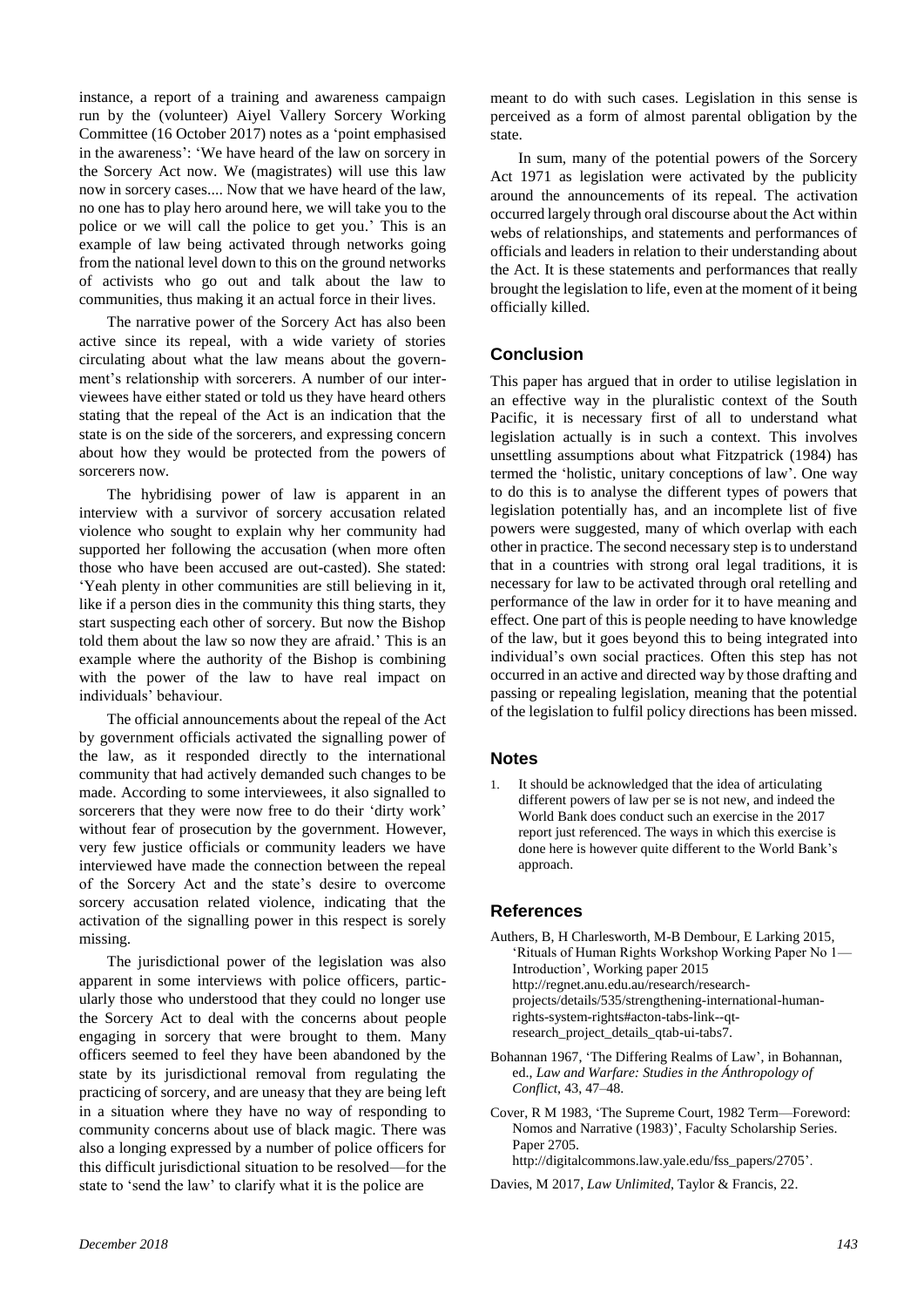instance, a report of a training and awareness campaign run by the (volunteer) Aiyel Vallery Sorcery Working Committee (16 October 2017) notes as a 'point emphasised in the awareness': 'We have heard of the law on sorcery in the Sorcery Act now. We (magistrates) will use this law now in sorcery cases.... Now that we have heard of the law, no one has to play hero around here, we will take you to the police or we will call the police to get you.' This is an example of law being activated through networks going from the national level down to this on the ground networks of activists who go out and talk about the law to communities, thus making it an actual force in their lives.

The narrative power of the Sorcery Act has also been active since its repeal, with a wide variety of stories circulating about what the law means about the government's relationship with sorcerers. A number of our interviewees have either stated or told us they have heard others stating that the repeal of the Act is an indication that the state is on the side of the sorcerers, and expressing concern about how they would be protected from the powers of sorcerers now.

The hybridising power of law is apparent in an interview with a survivor of sorcery accusation related violence who sought to explain why her community had supported her following the accusation (when more often those who have been accused are out-casted). She stated: 'Yeah plenty in other communities are still believing in it, like if a person dies in the community this thing starts, they start suspecting each other of sorcery. But now the Bishop told them about the law so now they are afraid.' This is an example where the authority of the Bishop is combining with the power of the law to have real impact on individuals' behaviour.

The official announcements about the repeal of the Act by government officials activated the signalling power of the law, as it responded directly to the international community that had actively demanded such changes to be made. According to some interviewees, it also signalled to sorcerers that they were now free to do their 'dirty work' without fear of prosecution by the government. However, very few justice officials or community leaders we have interviewed have made the connection between the repeal of the Sorcery Act and the state's desire to overcome sorcery accusation related violence, indicating that the activation of the signalling power in this respect is sorely missing.

The jurisdictional power of the legislation was also apparent in some interviews with police officers, particularly those who understood that they could no longer use the Sorcery Act to deal with the concerns about people engaging in sorcery that were brought to them. Many officers seemed to feel they have been abandoned by the state by its jurisdictional removal from regulating the practicing of sorcery, and are uneasy that they are being left in a situation where they have no way of responding to community concerns about use of black magic. There was also a longing expressed by a number of police officers for this difficult jurisdictional situation to be resolved—for the state to 'send the law' to clarify what it is the police are meant to do with such cases. Legislation in this sense is perceived as a form of almost parental obligation by the state.

In sum, many of the potential powers of the Sorcery Act 1971 as legislation were activated by the publicity around the announcements of its repeal. The activation occurred largely through oral discourse about the Act within webs of relationships, and statements and performances of officials and leaders in relation to their understanding about the Act. It is these statements and performances that really brought the legislation to life, even at the moment of it being officially killed.

## Conclusion

This paper has argued that in order to utilise legislation in an effective way in the pluralistic context of the South Pacific, it is necessary first of all to understand what legislation actually is in such a context. This involves unsettling assumptions about what Fitzpatrick (1984) has termed the 'holistic, unitary conceptions of law'. One way to do this is to analyse the different types of powers that legislation potentially has, and an incomplete list of five powers were suggested, many of which overlap with each other in practice. The second necessary step is to understand that in a countries with strong oral legal traditions, it is necessary for law to be activated through oral retelling and performance of the law in order for it to have meaning and effect. One part of this is people needing to have knowledge of the law, but it goes beyond this to being integrated into individual's own social practices. Often this step has not occurred in an active and directed way by those drafting and passing or repealing legislation, meaning that the potential of the legislation to fulfil policy directions has been missed.

## Notes

1. It should be acknowledged that the idea of articulating different powers of law per se is not new, and indeed the World Bank does conduct such an exercise in the 2017 report just referenced. The ways in which this exercise is done here is however quite different to the World Bank's approach.

## References

Authers, B, H Charlesworth, M-B Dembour, E Larking 2015, 'Rituals of Human Rights Workshop Working Paper No 1—Introduction', Working paper 2015 http://regnet.anu.edu.au/research/research-projects/details/535/strengthening-international-human-rights-system-rights#acton-tabs-link--qt-research_project_details_qtab-ui-tabs7.

Bohannan 1967, 'The Differing Realms of Law', in Bohannan, ed., *Law and Warfare: Studies in the Ánthropology of Conflict*, 43, 47–48.

Cover, R M 1983, 'The Supreme Court, 1982 Term—Foreword: Nomos and Narrative (1983)', Faculty Scholarship Series. Paper 2705. http://digitalcommons.law.yale.edu/fss_papers/2705'.

Davies, M 2017, *Law Unlimited*, Taylor & Francis, 22.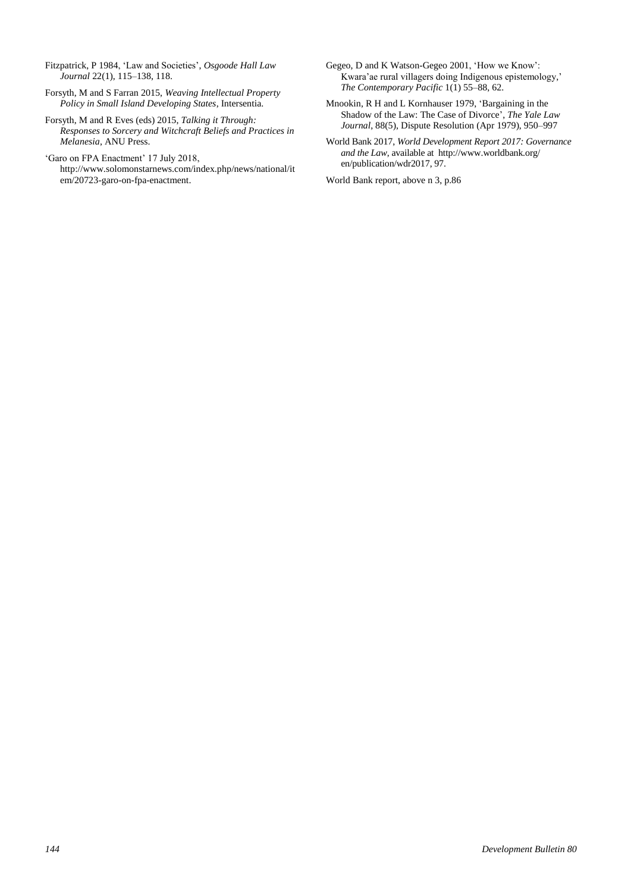Fitzpatrick, P 1984, 'Law and Societies', *Osgoode Hall Law Journal* 22(1), 115–138, 118.

Forsyth, M and S Farran 2015, *Weaving Intellectual Property Policy in Small Island Developing States*, Intersentia.

Forsyth, M and R Eves (eds) 2015, *Talking it Through: Responses to Sorcery and Witchcraft Beliefs and Practices in Melanesia*, ANU Press.

'Garo on FPA Enactment' 17 July 2018, http://www.solomonstarnews.com/index.php/news/national/item/20723-garo-on-fpa-enactment.

Gegeo, D and K Watson-Gegeo 2001, 'How we Know': Kwara'ae rural villagers doing Indigenous epistemology,' *The Contemporary Pacific* 1(1) 55–88, 62.

Mnookin, R H and L Kornhauser 1979, 'Bargaining in the Shadow of the Law: The Case of Divorce', *The Yale Law Journal*, 88(5), Dispute Resolution (Apr 1979), 950–997

World Bank 2017, *World Development Report 2017: Governance and the Law*, available at http://www.worldbank.org/en/publication/wdr2017, 97.

World Bank report, above n 3, p.86